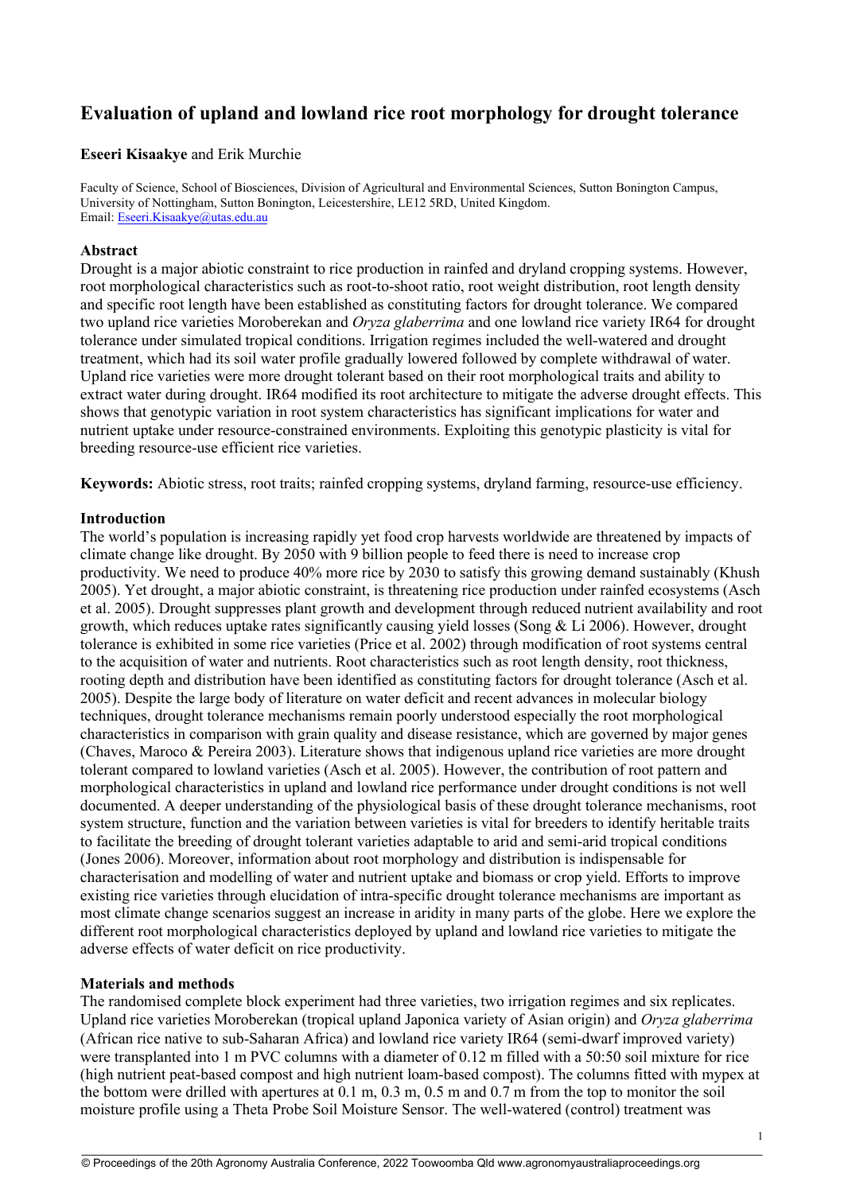# Evaluation of upland and lowland rice root morphology for drought tolerance

**Eseeri Kisaakye** and Erik Murchie

Faculty of Science, School of Biosciences, Division of Agricultural and Environmental Sciences, Sutton Bonington Campus, University of Nottingham, Sutton Bonington, Leicestershire, LE12 5RD, United Kingdom.
Email: Eseeri.Kisaakye@utas.edu.au

## Abstract

Drought is a major abiotic constraint to rice production in rainfed and dryland cropping systems. However, root morphological characteristics such as root-to-shoot ratio, root weight distribution, root length density and specific root length have been established as constituting factors for drought tolerance. We compared two upland rice varieties Moroberekan and *Oryza glaberrima* and one lowland rice variety IR64 for drought tolerance under simulated tropical conditions. Irrigation regimes included the well-watered and drought treatment, which had its soil water profile gradually lowered followed by complete withdrawal of water. Upland rice varieties were more drought tolerant based on their root morphological traits and ability to extract water during drought. IR64 modified its root architecture to mitigate the adverse drought effects. This shows that genotypic variation in root system characteristics has significant implications for water and nutrient uptake under resource-constrained environments. Exploiting this genotypic plasticity is vital for breeding resource-use efficient rice varieties.

**Keywords:** Abiotic stress, root traits; rainfed cropping systems, dryland farming, resource-use efficiency.

## Introduction

The world's population is increasing rapidly yet food crop harvests worldwide are threatened by impacts of climate change like drought. By 2050 with 9 billion people to feed there is need to increase crop productivity. We need to produce 40% more rice by 2030 to satisfy this growing demand sustainably (Khush 2005). Yet drought, a major abiotic constraint, is threatening rice production under rainfed ecosystems (Asch et al. 2005). Drought suppresses plant growth and development through reduced nutrient availability and root growth, which reduces uptake rates significantly causing yield losses (Song & Li 2006). However, drought tolerance is exhibited in some rice varieties (Price et al. 2002) through modification of root systems central to the acquisition of water and nutrients. Root characteristics such as root length density, root thickness, rooting depth and distribution have been identified as constituting factors for drought tolerance (Asch et al. 2005). Despite the large body of literature on water deficit and recent advances in molecular biology techniques, drought tolerance mechanisms remain poorly understood especially the root morphological characteristics in comparison with grain quality and disease resistance, which are governed by major genes (Chaves, Maroco & Pereira 2003). Literature shows that indigenous upland rice varieties are more drought tolerant compared to lowland varieties (Asch et al. 2005). However, the contribution of root pattern and morphological characteristics in upland and lowland rice performance under drought conditions is not well documented. A deeper understanding of the physiological basis of these drought tolerance mechanisms, root system structure, function and the variation between varieties is vital for breeders to identify heritable traits to facilitate the breeding of drought tolerant varieties adaptable to arid and semi-arid tropical conditions (Jones 2006). Moreover, information about root morphology and distribution is indispensable for characterisation and modelling of water and nutrient uptake and biomass or crop yield. Efforts to improve existing rice varieties through elucidation of intra-specific drought tolerance mechanisms are important as most climate change scenarios suggest an increase in aridity in many parts of the globe. Here we explore the different root morphological characteristics deployed by upland and lowland rice varieties to mitigate the adverse effects of water deficit on rice productivity.

## Materials and methods

The randomised complete block experiment had three varieties, two irrigation regimes and six replicates. Upland rice varieties Moroberekan (tropical upland Japonica variety of Asian origin) and *Oryza glaberrima* (African rice native to sub-Saharan Africa) and lowland rice variety IR64 (semi-dwarf improved variety) were transplanted into 1 m PVC columns with a diameter of 0.12 m filled with a 50:50 soil mixture for rice (high nutrient peat-based compost and high nutrient loam-based compost). The columns fitted with mypex at the bottom were drilled with apertures at 0.1 m, 0.3 m, 0.5 m and 0.7 m from the top to monitor the soil moisture profile using a Theta Probe Soil Moisture Sensor. The well-watered (control) treatment was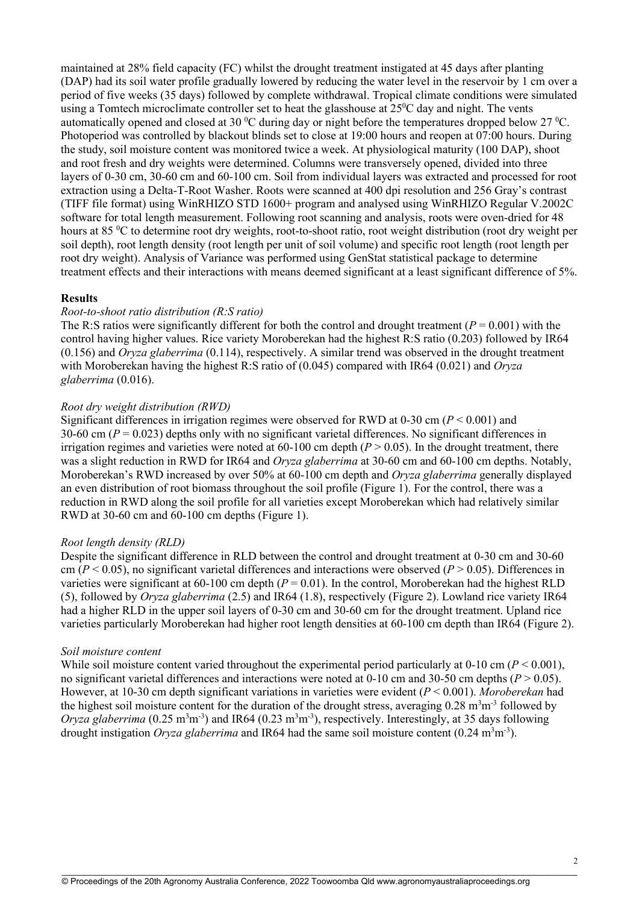maintained at 28% field capacity (FC) whilst the drought treatment instigated at 45 days after planting (DAP) had its soil water profile gradually lowered by reducing the water level in the reservoir by 1 cm over a period of five weeks (35 days) followed by complete withdrawal. Tropical climate conditions were simulated using a Tomtech microclimate controller set to heat the glasshouse at 25$^0$C day and night. The vents automatically opened and closed at 30 $^0$C during day or night before the temperatures dropped below 27 $^0$C. Photoperiod was controlled by blackout blinds set to close at 19:00 hours and reopen at 07:00 hours. During the study, soil moisture content was monitored twice a week. At physiological maturity (100 DAP), shoot and root fresh and dry weights were determined. Columns were transversely opened, divided into three layers of 0-30 cm, 30-60 cm and 60-100 cm. Soil from individual layers was extracted and processed for root extraction using a Delta-T-Root Washer. Roots were scanned at 400 dpi resolution and 256 Gray's contrast (TIFF file format) using WinRHIZO STD 1600+ program and analysed using WinRHIZO Regular V.2002C software for total length measurement. Following root scanning and analysis, roots were oven-dried for 48 hours at 85 $^0$C to determine root dry weights, root-to-shoot ratio, root weight distribution (root dry weight per soil depth), root length density (root length per unit of soil volume) and specific root length (root length per root dry weight). Analysis of Variance was performed using GenStat statistical package to determine treatment effects and their interactions with means deemed significant at a least significant difference of 5%.

## Results

### *Root-to-shoot ratio distribution (R:S ratio)*

The R:S ratios were significantly different for both the control and drought treatment ($P = 0.001$) with the control having higher values. Rice variety Moroberekan had the highest R:S ratio (0.203) followed by IR64 (0.156) and *Oryza glaberrima* (0.114), respectively. A similar trend was observed in the drought treatment with Moroberekan having the highest R:S ratio of (0.045) compared with IR64 (0.021) and *Oryza glaberrima* (0.016).

### *Root dry weight distribution (RWD)*

Significant differences in irrigation regimes were observed for RWD at 0-30 cm ($P < 0.001$) and 30-60 cm ($P = 0.023$) depths only with no significant varietal differences. No significant differences in irrigation regimes and varieties were noted at 60-100 cm depth ($P > 0.05$). In the drought treatment, there was a slight reduction in RWD for IR64 and *Oryza glaberrima* at 30-60 cm and 60-100 cm depths. Notably, Moroberekan's RWD increased by over 50% at 60-100 cm depth and *Oryza glaberrima* generally displayed an even distribution of root biomass throughout the soil profile (Figure 1). For the control, there was a reduction in RWD along the soil profile for all varieties except Moroberekan which had relatively similar RWD at 30-60 cm and 60-100 cm depths (Figure 1).

### *Root length density (RLD)*

Despite the significant difference in RLD between the control and drought treatment at 0-30 cm and 30-60 cm ($P < 0.05$), no significant varietal differences and interactions were observed ($P > 0.05$). Differences in varieties were significant at 60-100 cm depth ($P = 0.01$). In the control, Moroberekan had the highest RLD (5), followed by *Oryza glaberrima* (2.5) and IR64 (1.8), respectively (Figure 2). Lowland rice variety IR64 had a higher RLD in the upper soil layers of 0-30 cm and 30-60 cm for the drought treatment. Upland rice varieties particularly Moroberekan had higher root length densities at 60-100 cm depth than IR64 (Figure 2).

### *Soil moisture content*

While soil moisture content varied throughout the experimental period particularly at 0-10 cm ($P < 0.001$), no significant varietal differences and interactions were noted at 0-10 cm and 30-50 cm depths ($P > 0.05$). However, at 10-30 cm depth significant variations in varieties were evident ($P < 0.001$). *Moroberekan* had the highest soil moisture content for the duration of the drought stress, averaging 0.28 $m^3m^{-3}$ followed by *Oryza glaberrima* (0.25 $m^3m^{-3}$) and IR64 (0.23 $m^3m^{-3}$), respectively. Interestingly, at 35 days following drought instigation *Oryza glaberrima* and IR64 had the same soil moisture content (0.24 $m^3m^{-3}$).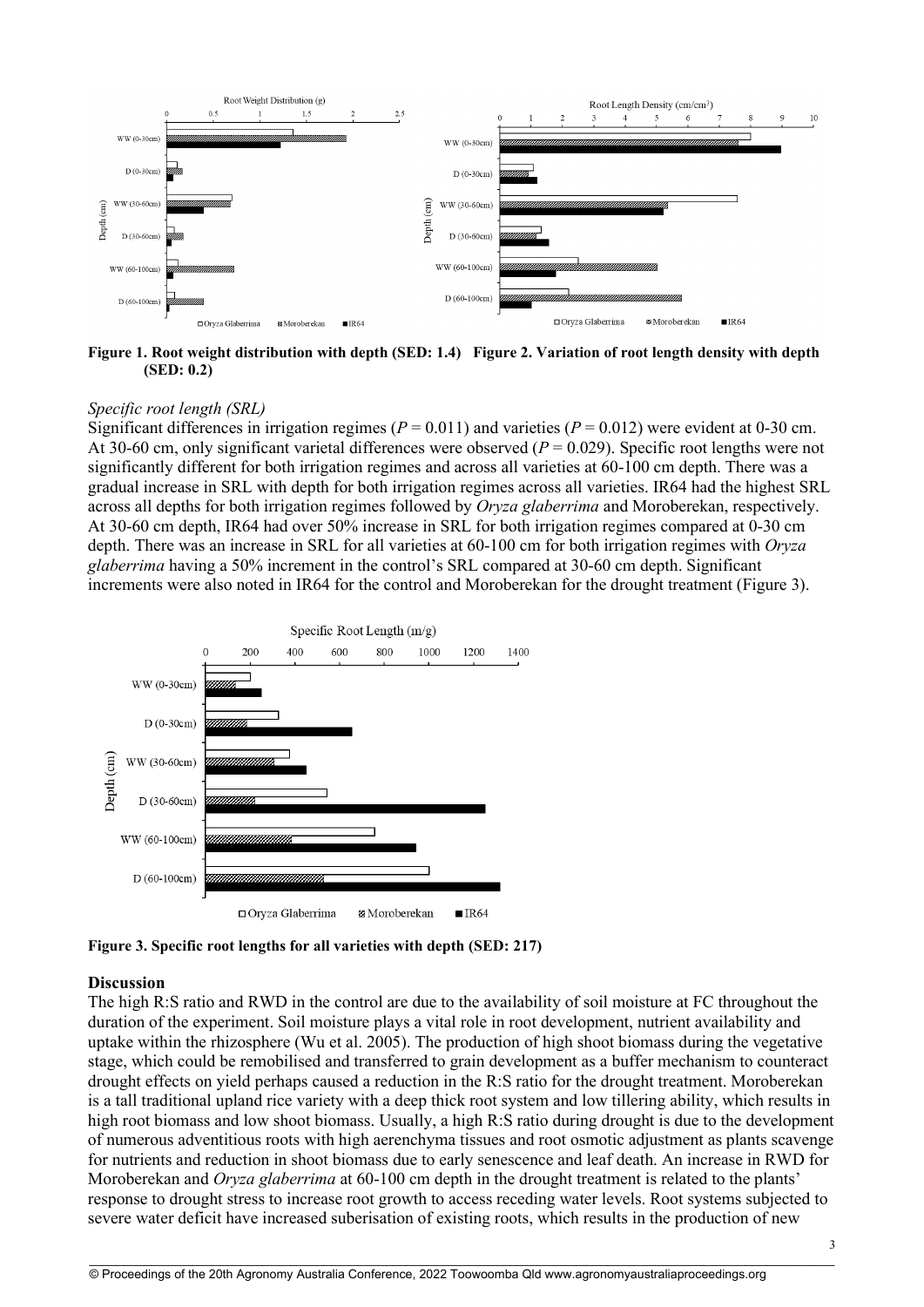**Figure 1. Root weight distribution with depth (SED: 1.4)** **Figure 2. Variation of root length density with depth (SED: 0.2)**

*Specific root length (SRL)*

Significant differences in irrigation regimes ($P = 0.011$) and varieties ($P = 0.012$) were evident at 0-30 cm. At 30-60 cm, only significant varietal differences were observed ($P = 0.029$). Specific root lengths were not significantly different for both irrigation regimes and across all varieties at 60-100 cm depth. There was a gradual increase in SRL with depth for both irrigation regimes across all varieties. IR64 had the highest SRL across all depths for both irrigation regimes followed by *Oryza glaberrima* and Moroberekan, respectively. At 30-60 cm depth, IR64 had over 50% increase in SRL for both irrigation regimes compared at 0-30 cm depth. There was an increase in SRL for all varieties at 60-100 cm for both irrigation regimes with *Oryza glaberrima* having a 50% increment in the control's SRL compared at 30-60 cm depth. Significant increments were also noted in IR64 for the control and Moroberekan for the drought treatment (Figure 3).

**Figure 3. Specific root lengths for all varieties with depth (SED: 217)**

## Discussion

The high R:S ratio and RWD in the control are due to the availability of soil moisture at FC throughout the duration of the experiment. Soil moisture plays a vital role in root development, nutrient availability and uptake within the rhizosphere (Wu et al. 2005). The production of high shoot biomass during the vegetative stage, which could be remobilised and transferred to grain development as a buffer mechanism to counteract drought effects on yield perhaps caused a reduction in the R:S ratio for the drought treatment. Moroberekan is a tall traditional upland rice variety with a deep thick root system and low tillering ability, which results in high root biomass and low shoot biomass. Usually, a high R:S ratio during drought is due to the development of numerous adventitious roots with high aerenchyma tissues and root osmotic adjustment as plants scavenge for nutrients and reduction in shoot biomass due to early senescence and leaf death. An increase in RWD for Moroberekan and *Oryza glaberrima* at 60-100 cm depth in the drought treatment is related to the plants' response to drought stress to increase root growth to access receding water levels. Root systems subjected to severe water deficit have increased suberisation of existing roots, which results in the production of new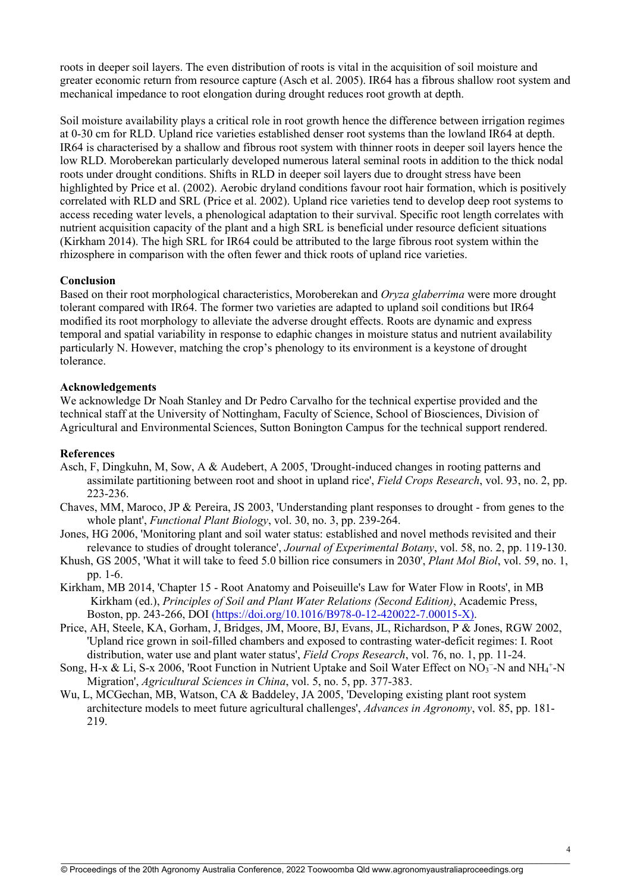roots in deeper soil layers. The even distribution of roots is vital in the acquisition of soil moisture and greater economic return from resource capture (Asch et al. 2005). IR64 has a fibrous shallow root system and mechanical impedance to root elongation during drought reduces root growth at depth.

Soil moisture availability plays a critical role in root growth hence the difference between irrigation regimes at 0-30 cm for RLD. Upland rice varieties established denser root systems than the lowland IR64 at depth. IR64 is characterised by a shallow and fibrous root system with thinner roots in deeper soil layers hence the low RLD. Moroberekan particularly developed numerous lateral seminal roots in addition to the thick nodal roots under drought conditions. Shifts in RLD in deeper soil layers due to drought stress have been highlighted by Price et al. (2002). Aerobic dryland conditions favour root hair formation, which is positively correlated with RLD and SRL (Price et al. 2002). Upland rice varieties tend to develop deep root systems to access receding water levels, a phenological adaptation to their survival. Specific root length correlates with nutrient acquisition capacity of the plant and a high SRL is beneficial under resource deficient situations (Kirkham 2014). The high SRL for IR64 could be attributed to the large fibrous root system within the rhizosphere in comparison with the often fewer and thick roots of upland rice varieties.

**Conclusion**

Based on their root morphological characteristics, Moroberekan and *Oryza glaberrima* were more drought tolerant compared with IR64. The former two varieties are adapted to upland soil conditions but IR64 modified its root morphology to alleviate the adverse drought effects. Roots are dynamic and express temporal and spatial variability in response to edaphic changes in moisture status and nutrient availability particularly N. However, matching the crop's phenology to its environment is a keystone of drought tolerance.

**Acknowledgements**

We acknowledge Dr Noah Stanley and Dr Pedro Carvalho for the technical expertise provided and the technical staff at the University of Nottingham, Faculty of Science, School of Biosciences, Division of Agricultural and Environmental Sciences, Sutton Bonington Campus for the technical support rendered.

**References**

Asch, F, Dingkuhn, M, Sow, A & Audebert, A 2005, 'Drought-induced changes in rooting patterns and assimilate partitioning between root and shoot in upland rice', *Field Crops Research*, vol. 93, no. 2, pp. 223-236.

Chaves, MM, Maroco, JP & Pereira, JS 2003, 'Understanding plant responses to drought - from genes to the whole plant', *Functional Plant Biology*, vol. 30, no. 3, pp. 239-264.

Jones, HG 2006, 'Monitoring plant and soil water status: established and novel methods revisited and their relevance to studies of drought tolerance', *Journal of Experimental Botany*, vol. 58, no. 2, pp. 119-130.

Khush, GS 2005, 'What it will take to feed 5.0 billion rice consumers in 2030', *Plant Mol Biol*, vol. 59, no. 1, pp. 1-6.

Kirkham, MB 2014, 'Chapter 15 - Root Anatomy and Poiseuille's Law for Water Flow in Roots', in MB Kirkham (ed.), *Principles of Soil and Plant Water Relations (Second Edition)*, Academic Press, Boston, pp. 243-266, DOI (https://doi.org/10.1016/B978-0-12-420022-7.00015-X).

Price, AH, Steele, KA, Gorham, J, Bridges, JM, Moore, BJ, Evans, JL, Richardson, P & Jones, RGW 2002, 'Upland rice grown in soil-filled chambers and exposed to contrasting water-deficit regimes: I. Root distribution, water use and plant water status', *Field Crops Research*, vol. 76, no. 1, pp. 11-24.

Song, H-x & Li, S-x 2006, 'Root Function in Nutrient Uptake and Soil Water Effect on $NO_3^-$-N and $NH_4^+$-N Migration', *Agricultural Sciences in China*, vol. 5, no. 5, pp. 377-383.

Wu, L, MCGechan, MB, Watson, CA & Baddeley, JA 2005, 'Developing existing plant root system architecture models to meet future agricultural challenges', *Advances in Agronomy*, vol. 85, pp. 181-219.